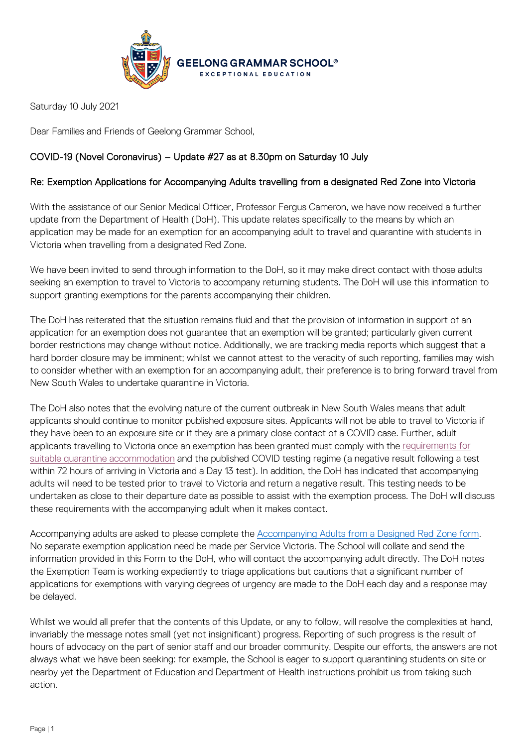GEELONG GRAMMAR SCHOOL®
EXCEPTIONAL EDUCATION

Saturday 10 July 2021

Dear Families and Friends of Geelong Grammar School,

COVID-19 (Novel Coronavirus) – Update #27 as at 8.30pm on Saturday 10 July

Re: Exemption Applications for Accompanying Adults travelling from a designated Red Zone into Victoria

With the assistance of our Senior Medical Officer, Professor Fergus Cameron, we have now received a further update from the Department of Health (DoH). This update relates specifically to the means by which an application may be made for an exemption for an accompanying adult to travel and quarantine with students in Victoria when travelling from a designated Red Zone.

We have been invited to send through information to the DoH, so it may make direct contact with those adults seeking an exemption to travel to Victoria to accompany returning students. The DoH will use this information to support granting exemptions for the parents accompanying their children.

The DoH has reiterated that the situation remains fluid and that the provision of information in support of an application for an exemption does not guarantee that an exemption will be granted; particularly given current border restrictions may change without notice. Additionally, we are tracking media reports which suggest that a hard border closure may be imminent; whilst we cannot attest to the veracity of such reporting, families may wish to consider whether with an exemption for an accompanying adult, their preference is to bring forward travel from New South Wales to undertake quarantine in Victoria.

The DoH also notes that the evolving nature of the current outbreak in New South Wales means that adult applicants should continue to monitor published exposure sites. Applicants will not be able to travel to Victoria if they have been to an exposure site or if they are a primary close contact of a COVID case. Further, adult applicants travelling to Victoria once an exemption has been granted must comply with the requirements for suitable quarantine accommodation and the published COVID testing regime (a negative result following a test within 72 hours of arriving in Victoria and a Day 13 test). In addition, the DoH has indicated that accompanying adults will need to be tested prior to travel to Victoria and return a negative result. This testing needs to be undertaken as close to their departure date as possible to assist with the exemption process. The DoH will discuss these requirements with the accompanying adult when it makes contact.

Accompanying adults are asked to please complete the Accompanying Adults from a Designed Red Zone form. No separate exemption application need be made per Service Victoria. The School will collate and send the information provided in this Form to the DoH, who will contact the accompanying adult directly. The DoH notes the Exemption Team is working expediently to triage applications but cautions that a significant number of applications for exemptions with varying degrees of urgency are made to the DoH each day and a response may be delayed.

Whilst we would all prefer that the contents of this Update, or any to follow, will resolve the complexities at hand, invariably the message notes small (yet not insignificant) progress. Reporting of such progress is the result of hours of advocacy on the part of senior staff and our broader community. Despite our efforts, the answers are not always what we have been seeking: for example, the School is eager to support quarantining students on site or nearby yet the Department of Education and Department of Health instructions prohibit us from taking such action.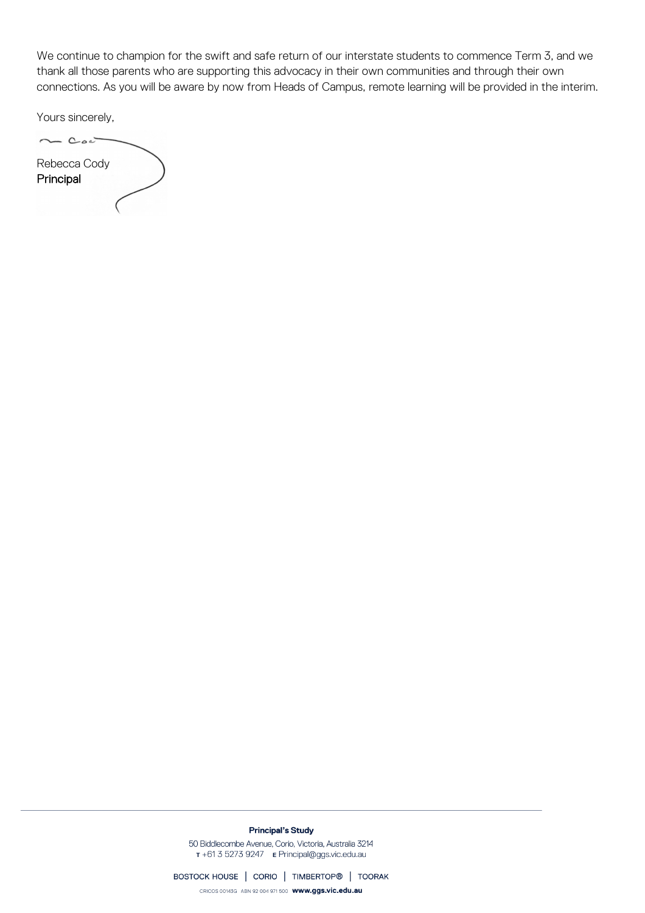We continue to champion for the swift and safe return of our interstate students to commence Term 3, and we thank all those parents who are supporting this advocacy in their own communities and through their own connections. As you will be aware by now from Heads of Campus, remote learning will be provided in the interim.

Yours sincerely,

Rebecca Cody
**Principal**

**Principal's Study**

50 Biddlecombe Avenue, Corio, Victoria, Australia 3214
**T** +61 3 5273 9247 **E** Principal@ggs.vic.edu.au

BOSTOCK HOUSE | CORIO | TIMBERTOP® | TOORAK

CRICOS 00143G ABN 92 004 971 500 **www.ggs.vic.edu.au**